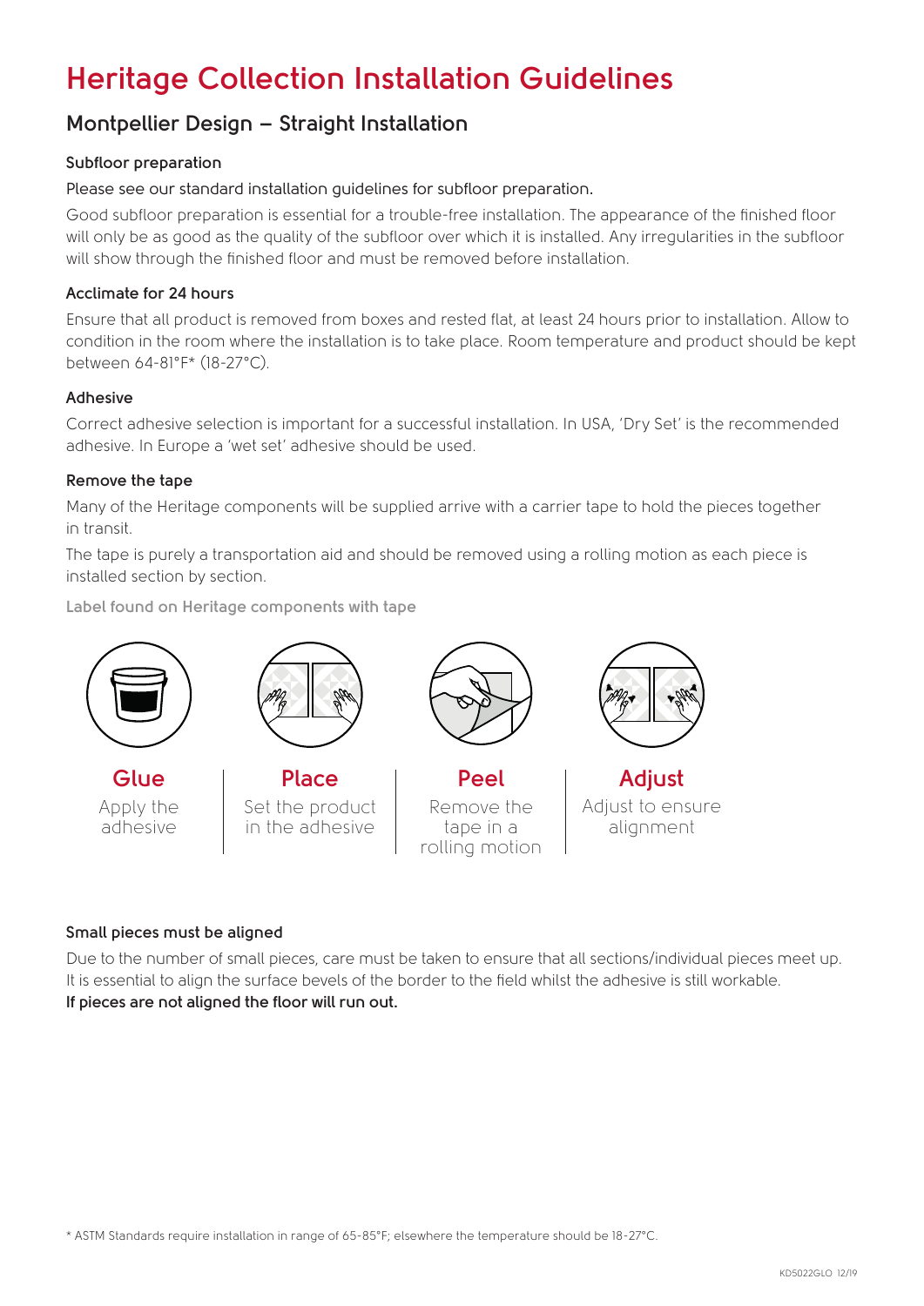# Heritage Collection Installation Guidelines

## Montpellier Design – Straight Installation

### Subfloor preparation

Please see our standard installation guidelines for subfloor preparation.

Good subfloor preparation is essential for a trouble-free installation. The appearance of the finished floor will only be as good as the quality of the subfloor over which it is installed. Any irregularities in the subfloor will show through the finished floor and must be removed before installation.

### Acclimate for 24 hours

Ensure that all product is removed from boxes and rested flat, at least 24 hours prior to installation. Allow to condition in the room where the installation is to take place. Room temperature and product should be kept between 64-81°F* (18-27°C).

### Adhesive

Correct adhesive selection is important for a successful installation. In USA, 'Dry Set' is the recommended adhesive. In Europe a 'wet set' adhesive should be used.

### Remove the tape

Many of the Heritage components will be supplied arrive with a carrier tape to hold the pieces together in transit.

The tape is purely a transportation aid and should be removed using a rolling motion as each piece is installed section by section.

Label found on Heritage components with tape

**Glue**
Apply the adhesive

**Place**
Set the product in the adhesive

**Peel**
Remove the tape in a rolling motion

**Adjust**
Adjust to ensure alignment

### Small pieces must be aligned

Due to the number of small pieces, care must be taken to ensure that all sections/individual pieces meet up. It is essential to align the surface bevels of the border to the field whilst the adhesive is still workable.

**If pieces are not aligned the floor will run out.**

\* ASTM Standards require installation in range of 65-85°F; elsewhere the temperature should be 18-27°C.

KD5022GLO 12/19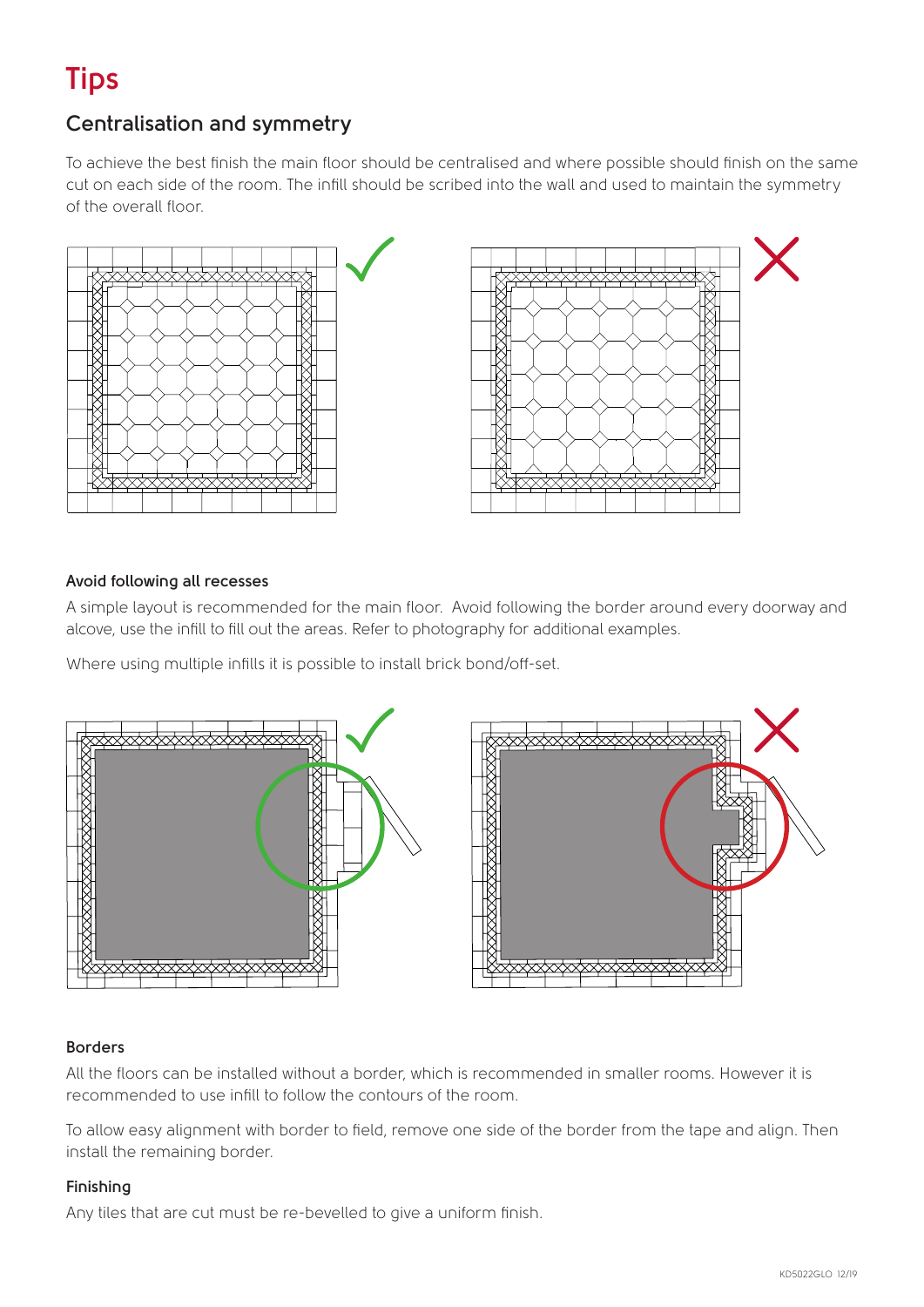# Tips

## Centralisation and symmetry

To achieve the best finish the main floor should be centralised and where possible should finish on the same cut on each side of the room. The infill should be scribed into the wall and used to maintain the symmetry of the overall floor.

### Avoid following all recesses

A simple layout is recommended for the main floor. Avoid following the border around every doorway and alcove, use the infill to fill out the areas. Refer to photography for additional examples.

Where using multiple infills it is possible to install brick bond/off-set.

### Borders

All the floors can be installed without a border, which is recommended in smaller rooms. However it is recommended to use infill to follow the contours of the room.

To allow easy alignment with border to field, remove one side of the border from the tape and align. Then install the remaining border.

### Finishing

Any tiles that are cut must be re-bevelled to give a uniform finish.

KD5022GLO 12/19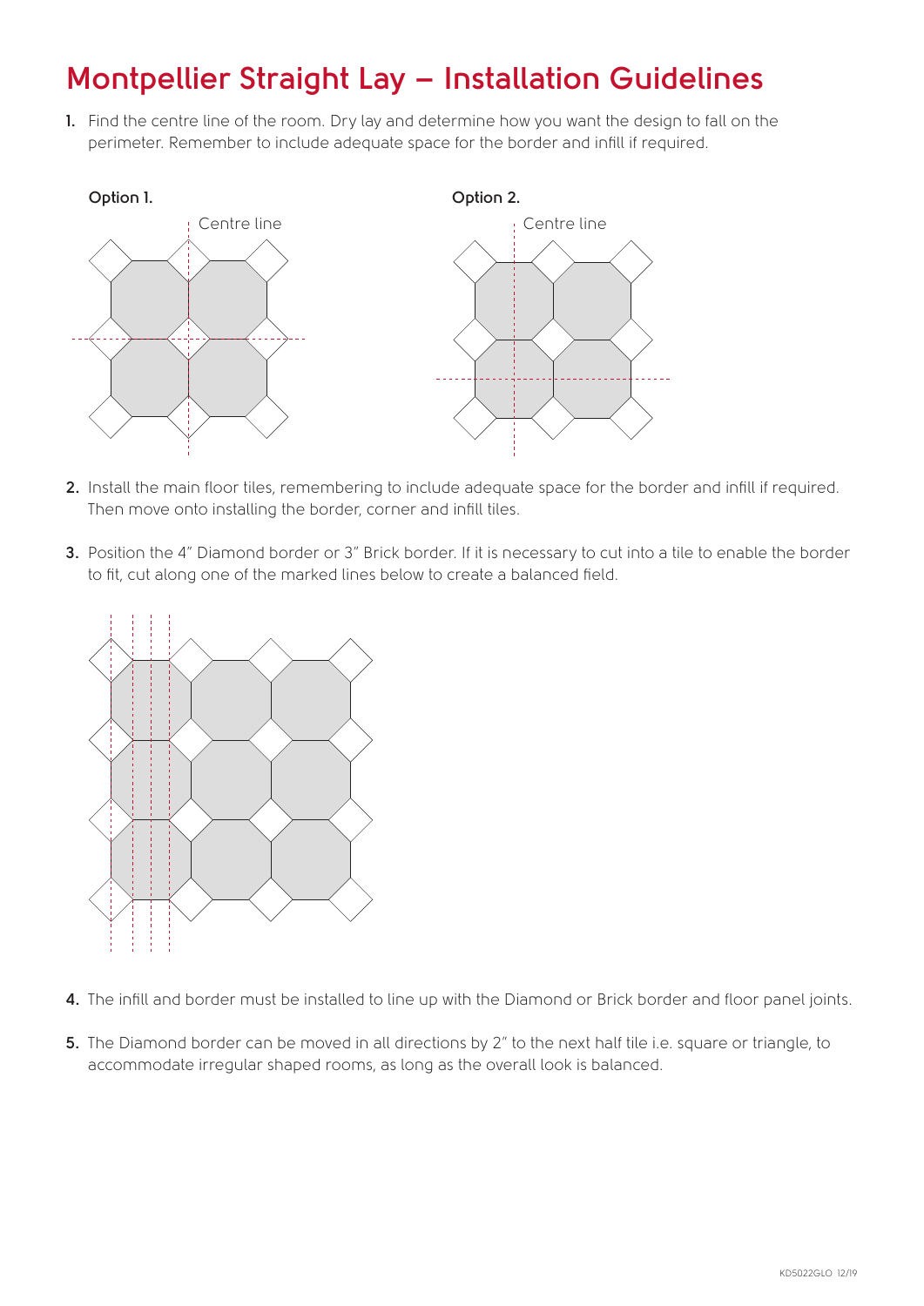# Montpellier Straight Lay – Installation Guidelines

1. Find the centre line of the room. Dry lay and determine how you want the design to fall on the perimeter. Remember to include adequate space for the border and infill if required.

**Option 1.**

Centre line

**Option 2.**

Centre line

2. Install the main floor tiles, remembering to include adequate space for the border and infill if required. Then move onto installing the border, corner and infill tiles.

3. Position the 4" Diamond border or 3" Brick border. If it is necessary to cut into a tile to enable the border to fit, cut along one of the marked lines below to create a balanced field.

4. The infill and border must be installed to line up with the Diamond or Brick border and floor panel joints.

5. The Diamond border can be moved in all directions by 2" to the next half tile i.e. square or triangle, to accommodate irregular shaped rooms, as long as the overall look is balanced.

KD5022GLO 12/19